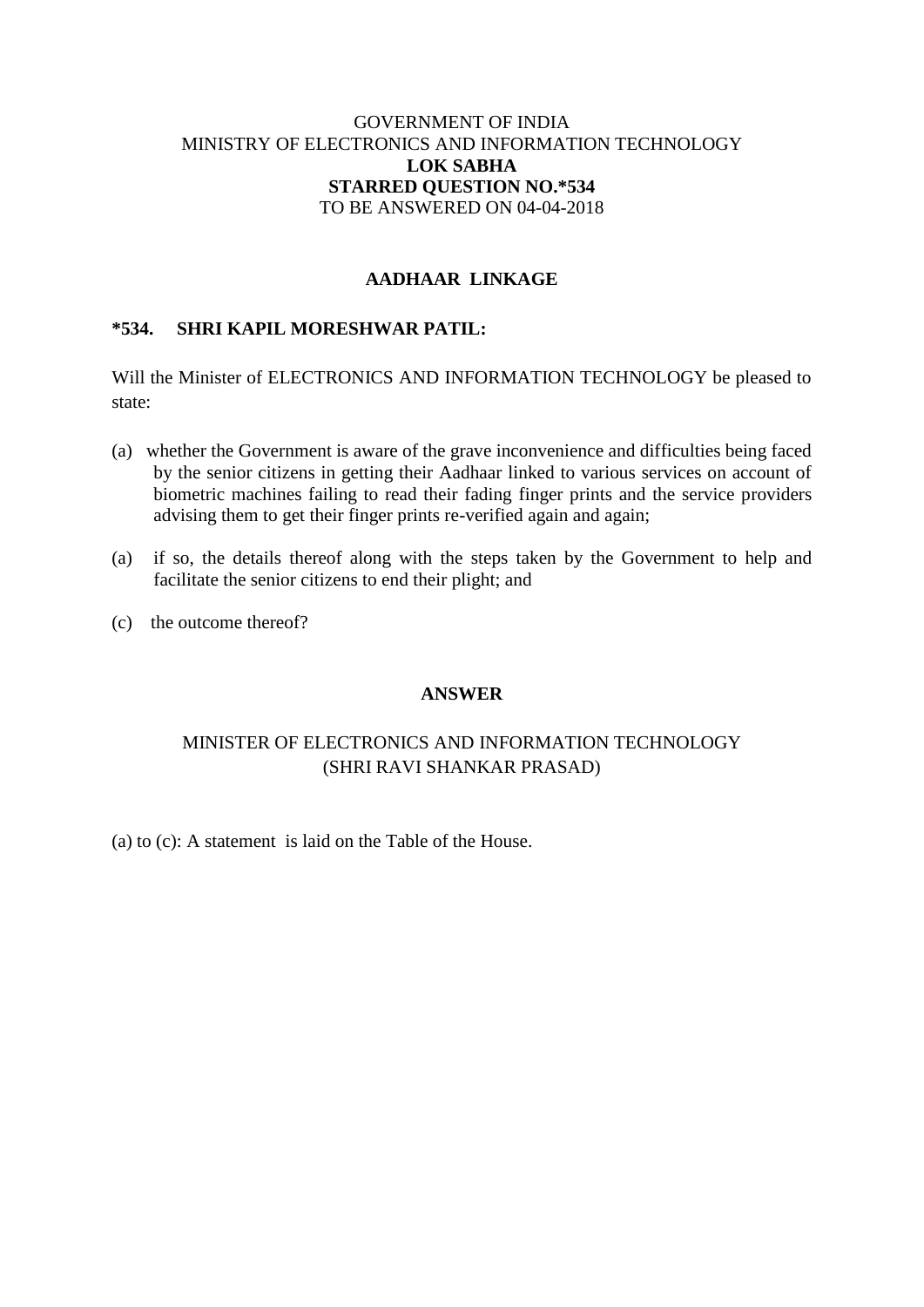GOVERNMENT OF INDIA
MINISTRY OF ELECTRONICS AND INFORMATION TECHNOLOGY
**LOK SABHA**
**STARRED QUESTION NO.*534**
TO BE ANSWERED ON 04-04-2018

## AADHAAR LINKAGE

**\*534. SHRI KAPIL MORESHWAR PATIL:**

Will the Minister of ELECTRONICS AND INFORMATION TECHNOLOGY be pleased to state:

(a) whether the Government is aware of the grave inconvenience and difficulties being faced by the senior citizens in getting their Aadhaar linked to various services on account of biometric machines failing to read their fading finger prints and the service providers advising them to get their finger prints re-verified again and again;

(a) if so, the details thereof along with the steps taken by the Government to help and facilitate the senior citizens to end their plight; and

(c) the outcome thereof?

## ANSWER

MINISTER OF ELECTRONICS AND INFORMATION TECHNOLOGY
(SHRI RAVI SHANKAR PRASAD)

(a) to (c): A statement is laid on the Table of the House.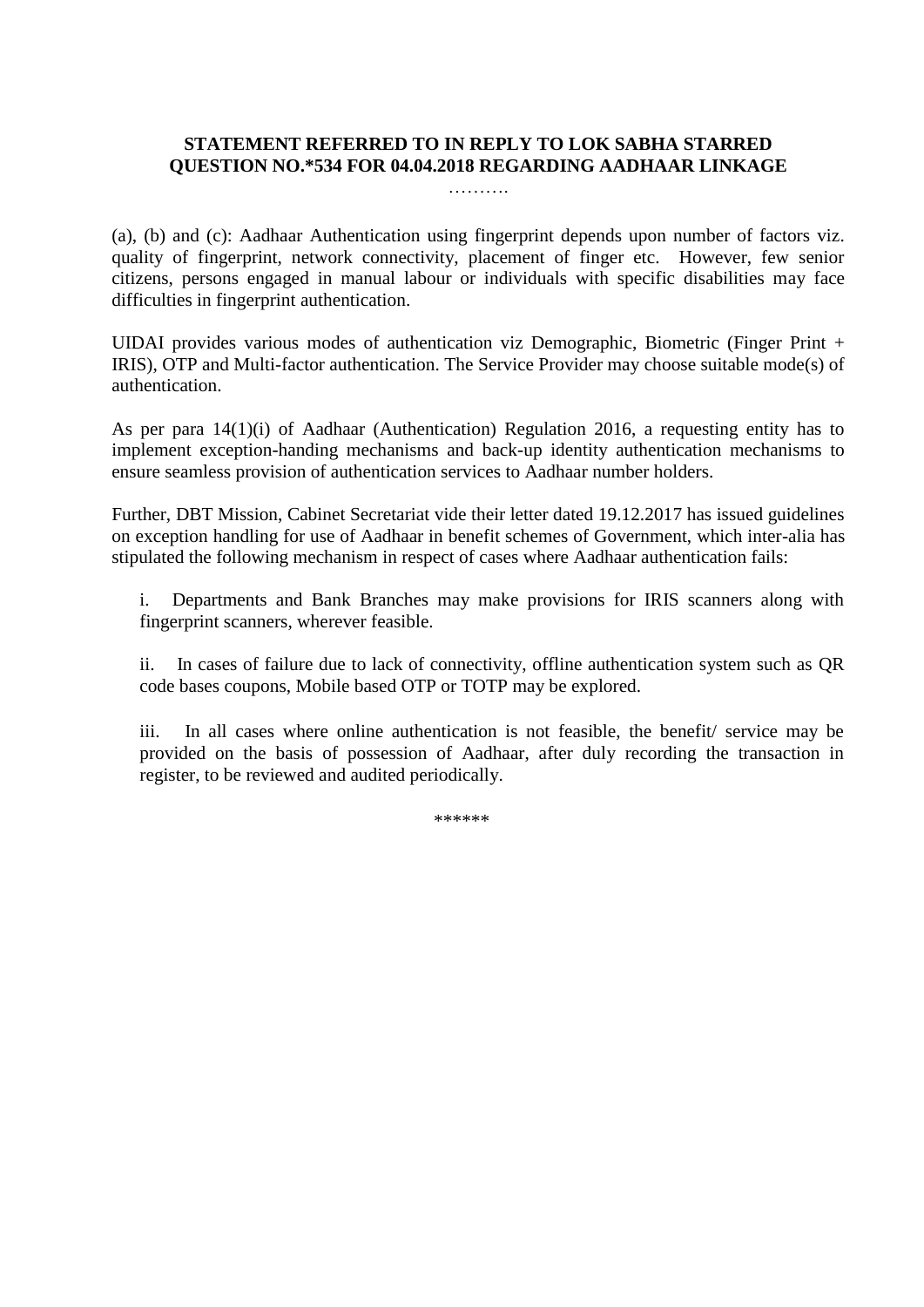**STATEMENT REFERRED TO IN REPLY TO LOK SABHA STARRED QUESTION NO.*534 FOR 04.04.2018 REGARDING AADHAAR LINKAGE**

……….

(a), (b) and (c): Aadhaar Authentication using fingerprint depends upon number of factors viz. quality of fingerprint, network connectivity, placement of finger etc. However, few senior citizens, persons engaged in manual labour or individuals with specific disabilities may face difficulties in fingerprint authentication.

UIDAI provides various modes of authentication viz Demographic, Biometric (Finger Print + IRIS), OTP and Multi-factor authentication. The Service Provider may choose suitable mode(s) of authentication.

As per para 14(1)(i) of Aadhaar (Authentication) Regulation 2016, a requesting entity has to implement exception-handing mechanisms and back-up identity authentication mechanisms to ensure seamless provision of authentication services to Aadhaar number holders.

Further, DBT Mission, Cabinet Secretariat vide their letter dated 19.12.2017 has issued guidelines on exception handling for use of Aadhaar in benefit schemes of Government, which inter-alia has stipulated the following mechanism in respect of cases where Aadhaar authentication fails:

i. Departments and Bank Branches may make provisions for IRIS scanners along with fingerprint scanners, wherever feasible.

ii. In cases of failure due to lack of connectivity, offline authentication system such as QR code bases coupons, Mobile based OTP or TOTP may be explored.

iii. In all cases where online authentication is not feasible, the benefit/ service may be provided on the basis of possession of Aadhaar, after duly recording the transaction in register, to be reviewed and audited periodically.

******